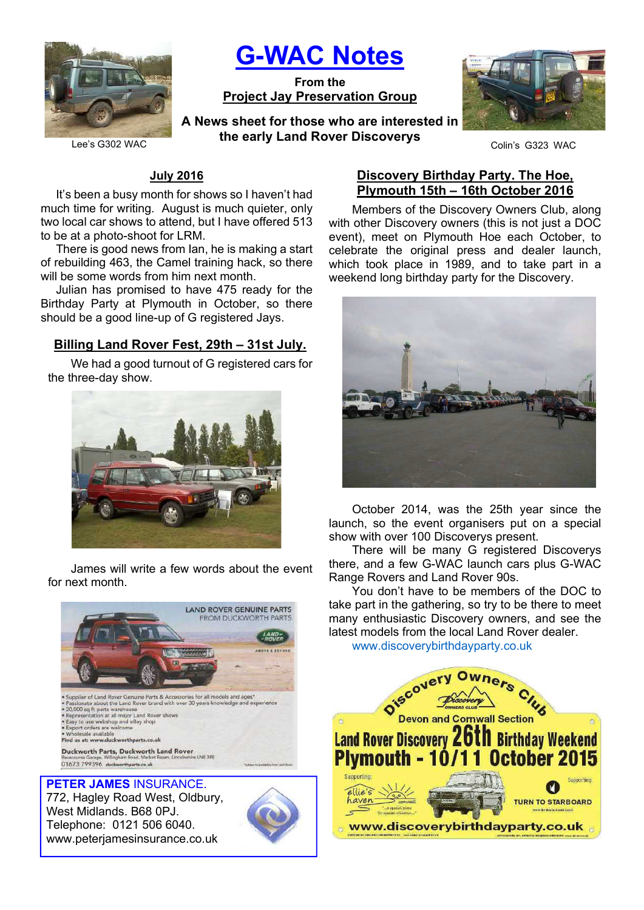# G-WAC Notes

**From the**
**Project Jay Preservation Group**

**A News sheet for those who are interested in the early Land Rover Discoverys**

Lee's G302 WAC

Colin's G323 WAC

## July 2016

It's been a busy month for shows so I haven't had much time for writing. August is much quieter, only two local car shows to attend, but I have offered 513 to be at a photo-shoot for LRM.

There is good news from Ian, he is making a start of rebuilding 463, the Camel training hack, so there will be some words from him next month.

Julian has promised to have 475 ready for the Birthday Party at Plymouth in October, so there should be a good line-up of G registered Jays.

## Billing Land Rover Fest, 29th – 31st July.

We had a good turnout of G registered cars for the three-day show.

James will write a few words about the event for next month.

LAND ROVER GENUINE PARTS FROM DUCKWORTH PARTS

- Supplier of Land Rover Genuine Parts & Accessories for all models and ages*
- Passionate about the Land Rover brand with over 30 years knowledge and experience
- 20,000 sq ft parts warehouse
- Representation at all major Land Rover shows
- Easy to use webshop and eBay shop
- Export orders are welcome
- Wholesale available

Find us at: www.duckworthparts.co.uk

Duckworth Parts, Duckworth Land Rover
Racecourse Garage, Willingham Road, Market Rasen, Lincolnshire LN8 3RE
01673 799396 duckworthparts.co.uk

**PETER JAMES** INSURANCE.
772, Hagley Road West, Oldbury,
West Midlands. B68 0PJ.
Telephone: 0121 506 6040.
www.peterjamesinsurance.co.uk

## Discovery Birthday Party. The Hoe, Plymouth 15th – 16th October 2016

Members of the Discovery Owners Club, along with other Discovery owners (this is not just a DOC event), meet on Plymouth Hoe each October, to celebrate the original press and dealer launch, which took place in 1989, and to take part in a weekend long birthday party for the Discovery.

October 2014, was the 25th year since the launch, so the event organisers put on a special show with over 100 Discoverys present.

There will be many G registered Discoverys there, and a few G-WAC launch cars plus G-WAC Range Rovers and Land Rover 90s.

You don't have to be members of the DOC to take part in the gathering, so try to be there to meet many enthusiastic Discovery owners, and see the latest models from the local Land Rover dealer.

www.discoverybirthdayparty.co.uk

Discovery Owners Club
Devon and Cornwall Section
Land Rover Discovery 26th Birthday Weekend
Plymouth - 10/11 October 2015
Supporting: ellie's haven
Supporting: TURN TO STARBOARD
www.discoverybirthdayparty.co.uk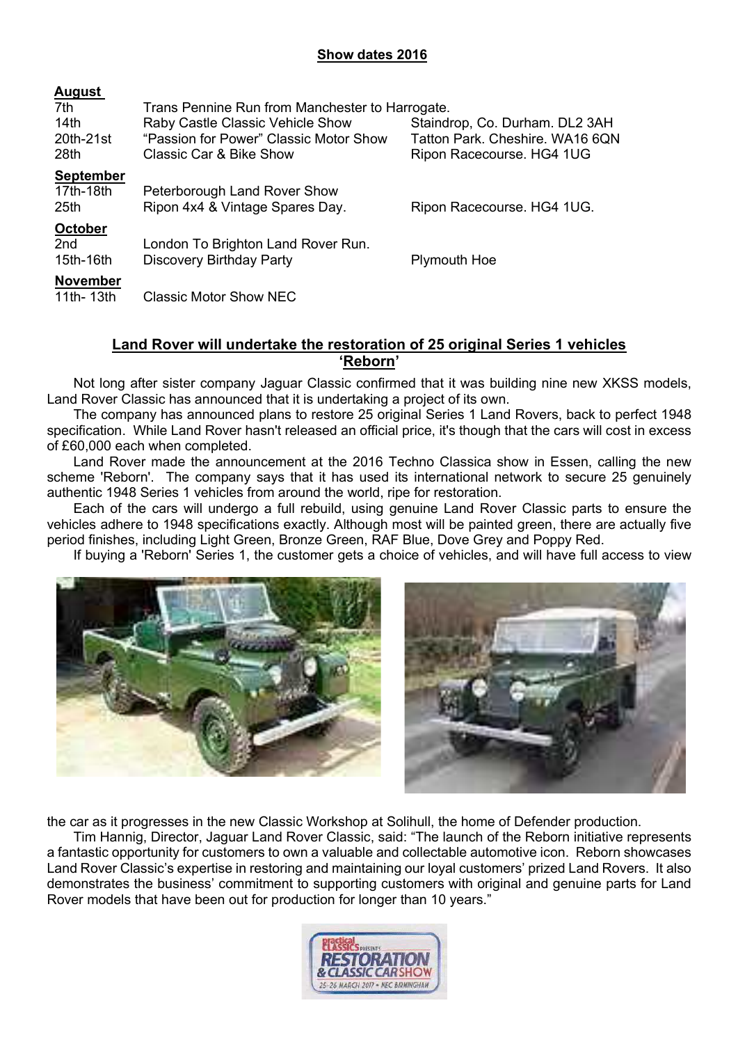## Show dates 2016

| | | |
|---|---|---|
| **August** | | |
| 7th | Trans Pennine Run from Manchester to Harrogate. | |
| 14th | Raby Castle Classic Vehicle Show | Staindrop, Co. Durham. DL2 3AH |
| 20th-21st | "Passion for Power" Classic Motor Show | Tatton Park. Cheshire. WA16 6QN |
| 28th | Classic Car & Bike Show | Ripon Racecourse. HG4 1UG |
| **September** | | |
| 17th-18th | Peterborough Land Rover Show | |
| 25th | Ripon 4x4 & Vintage Spares Day. | Ripon Racecourse. HG4 1UG. |
| **October** | | |
| 2nd | London To Brighton Land Rover Run. | |
| 15th-16th | Discovery Birthday Party | Plymouth Hoe |
| **November** | | |
| 11th- 13th | Classic Motor Show NEC | |

## Land Rover will undertake the restoration of 25 original Series 1 vehicles 'Reborn'

Not long after sister company Jaguar Classic confirmed that it was building nine new XKSS models, Land Rover Classic has announced that it is undertaking a project of its own.

The company has announced plans to restore 25 original Series 1 Land Rovers, back to perfect 1948 specification. While Land Rover hasn't released an official price, it's though that the cars will cost in excess of £60,000 each when completed.

Land Rover made the announcement at the 2016 Techno Classica show in Essen, calling the new scheme 'Reborn'. The company says that it has used its international network to secure 25 genuinely authentic 1948 Series 1 vehicles from around the world, ripe for restoration.

Each of the cars will undergo a full rebuild, using genuine Land Rover Classic parts to ensure the vehicles adhere to 1948 specifications exactly. Although most will be painted green, there are actually five period finishes, including Light Green, Bronze Green, RAF Blue, Dove Grey and Poppy Red.

If buying a 'Reborn' Series 1, the customer gets a choice of vehicles, and will have full access to view the car as it progresses in the new Classic Workshop at Solihull, the home of Defender production.

Tim Hannig, Director, Jaguar Land Rover Classic, said: "The launch of the Reborn initiative represents a fantastic opportunity for customers to own a valuable and collectable automotive icon. Reborn showcases Land Rover Classic's expertise in restoring and maintaining our loyal customers' prized Land Rovers. It also demonstrates the business' commitment to supporting customers with original and genuine parts for Land Rover models that have been out for production for longer than 10 years."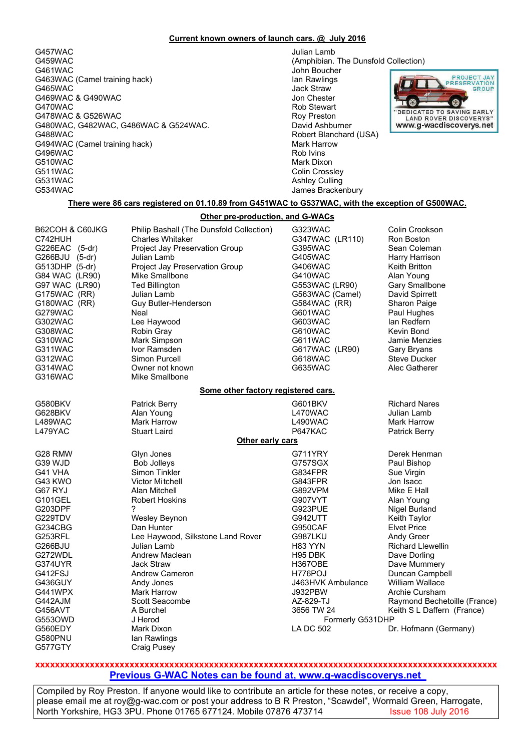**Current known owners of launch cars. @ July 2016**

| | |
|---|---|
| G457WAC | Julian Lamb |
| G459WAC | (Amphibian. The Dunsfold Collection) |
| G461WAC | John Boucher |
| G463WAC (Camel training hack) | Ian Rawlings |
| G465WAC | Jack Straw |
| G469WAC & G490WAC | Jon Chester |
| G470WAC | Rob Stewart |
| G478WAC & G526WAC | Roy Preston |
| G480WAC, G482WAC, G486WAC & G524WAC. | David Ashburner |
| G488WAC | Robert Blanchard (USA) |
| G494WAC (Camel training hack) | Mark Harrow |
| G496WAC | Rob Ivins |
| G510WAC | Mark Dixon |
| G511WAC | Colin Crossley |
| G531WAC | Ashley Culling |
| G534WAC | James Brackenbury |

PROJECT JAY PRESERVATION GROUP
"DEDICATED TO SAVING EARLY LAND ROVER DISCOVERYS"
www.g-wacdiscoverys.net

**There were 86 cars registered on 01.10.89 from G451WAC to G537WAC, with the exception of G500WAC.**

**Other pre-production, and G-WACs**

| | | | |
|---|---|---|---|
| B62COH & C60JKG | Philip Bashall (The Dunsfold Collection) | G323WAC | Colin Crookson |
| C742HUH | Charles Whitaker | G347WAC (LR110) | Ron Boston |
| G226EAC (5-dr) | Project Jay Preservation Group | G395WAC | Sean Coleman |
| G266BJU (5-dr) | Julian Lamb | G405WAC | Harry Harrison |
| G513DHP (5-dr) | Project Jay Preservation Group | G406WAC | Keith Britton |
| G84 WAC (LR90) | Mike Smallbone | G410WAC | Alan Young |
| G97 WAC (LR90) | Ted Billington | G553WAC (LR90) | Gary Smallbone |
| G175WAC (RR) | Julian Lamb | G563WAC (Camel) | David Spirrett |
| G180WAC (RR) | Guy Butler-Henderson | G584WAC (RR) | Sharon Paige |
| G279WAC | Neal | G601WAC | Paul Hughes |
| G302WAC | Lee Haywood | G603WAC | Ian Redfern |
| G308WAC | Robin Gray | G610WAC | Kevin Bond |
| G310WAC | Mark Simpson | G611WAC | Jamie Menzies |
| G311WAC | Ivor Ramsden | G617WAC (LR90) | Gary Bryans |
| G312WAC | Simon Purcell | G618WAC | Steve Ducker |
| G314WAC | Owner not known | G635WAC | Alec Gatherer |
| G316WAC | Mike Smallbone | | |

**Some other factory registered cars.**

| | | | |
|---|---|---|---|
| G580BKV | Patrick Berry | G601BKV | Richard Nares |
| G628BKV | Alan Young | L470WAC | Julian Lamb |
| L489WAC | Mark Harrow | L490WAC | Mark Harrow |
| L479YAC | Stuart Laird | P647KAC | Patrick Berry |

**Other early cars**

| | | | |
|---|---|---|---|
| G28 RMW | Glyn Jones | G711YRY | Derek Henman |
| G39 WJD | Bob Jolleys | G757SGX | Paul Bishop |
| G41 VHA | Simon Tinkler | G834FPR | Sue Virgin |
| G43 KWO | Victor Mitchell | G843FPR | Jon Isacc |
| G67 RYJ | Alan Mitchell | G892VPM | Mike E Hall |
| G101GEL | Robert Hoskins | G907VYT | Alan Young |
| G203DPF | ? | G923PUE | Nigel Burland |
| G229TDV | Wesley Beynon | G942UTT | Keith Taylor |
| G234CBG | Dan Hunter | G950CAF | Elvet Price |
| G253RFL | Lee Haywood, Silkstone Land Rover | G987LKU | Andy Greer |
| G266BJU | Julian Lamb | H83 YYN | Richard Llewellin |
| G272WDL | Andrew Maclean | H95 DBK | Dave Dorling |
| G374UYR | Jack Straw | H367OBE | Dave Mummery |
| G412FSJ | Andrew Cameron | H776POJ | Duncan Campbell |
| G436GUY | Andy Jones | J463HVK Ambulance | William Wallace |
| G441WPX | Mark Harrow | J932PBW | Archie Cursham |
| G442AJM | Scott Seacombe | AZ-829-TJ | Raymond Bechetoille (France) |
| G456AVT | A Burchel | 3656 TW 24 | Keith S L Daffern (France) |
| G553OWD | J Herod | Formerly G531DHP | |
| G560EDY | Mark Dixon | LA DC 502 | Dr. Hofmann (Germany) |
| G580PNU | Ian Rawlings | | |
| G577GTY | Craig Pusey | | |

xxxxxxxxxxxxxxxxxxxxxxxxxxxxxxxxxxxxxxxxxxxxxxxxxxxxxxxxxxxxxxxxxxxxxxxxxxxxxxxxxxxxxxxx

**Previous G-WAC Notes can be found at, www.g-wacdiscoverys.net**

Compiled by Roy Preston. If anyone would like to contribute an article for these notes, or receive a copy, please email me at roy@g-wac.com or post your address to B R Preston, "Scawdel", Wormald Green, Harrogate, North Yorkshire, HG3 3PU. Phone 01765 677124. Mobile 07876 473714 Issue 108 July 2016